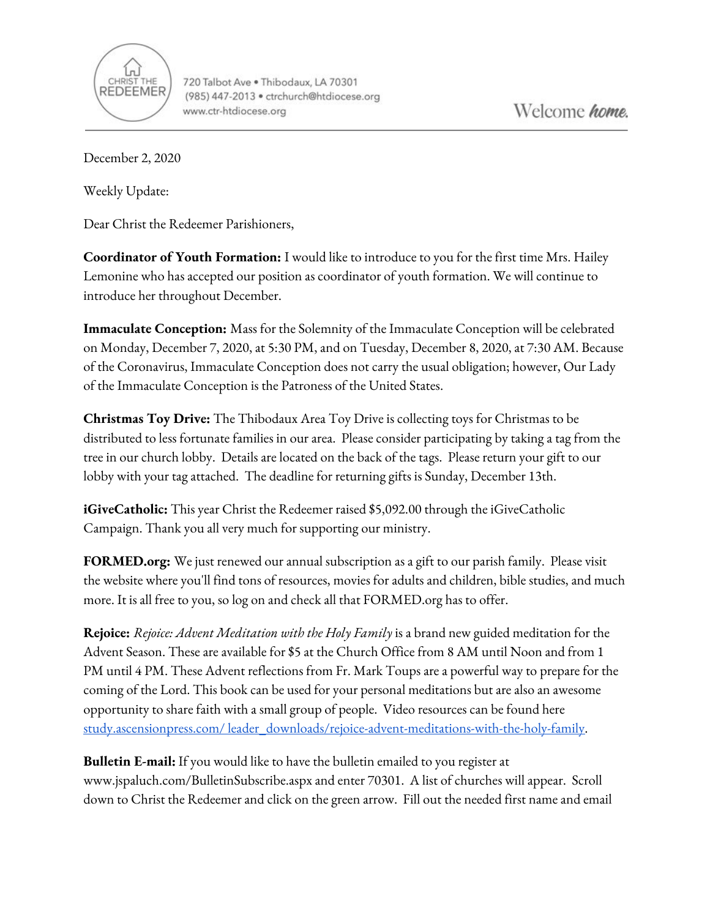CHRIST THE REDEEMER

720 Talbot Ave • Thibodaux, LA 70301
(985) 447-2013 • ctrchurch@htdiocese.org
www.ctr-htdiocese.org

Welcome *home.*

---

December 2, 2020

Weekly Update:

Dear Christ the Redeemer Parishioners,

**Coordinator of Youth Formation:** I would like to introduce to you for the first time Mrs. Hailey Lemonine who has accepted our position as coordinator of youth formation. We will continue to introduce her throughout December.

**Immaculate Conception:** Mass for the Solemnity of the Immaculate Conception will be celebrated on Monday, December 7, 2020, at 5:30 PM, and on Tuesday, December 8, 2020, at 7:30 AM. Because of the Coronavirus, Immaculate Conception does not carry the usual obligation; however, Our Lady of the Immaculate Conception is the Patroness of the United States.

**Christmas Toy Drive:** The Thibodaux Area Toy Drive is collecting toys for Christmas to be distributed to less fortunate families in our area. Please consider participating by taking a tag from the tree in our church lobby. Details are located on the back of the tags. Please return your gift to our lobby with your tag attached. The deadline for returning gifts is Sunday, December 13th.

**iGiveCatholic:** This year Christ the Redeemer raised $5,092.00 through the iGiveCatholic Campaign. Thank you all very much for supporting our ministry.

**FORMED.org:** We just renewed our annual subscription as a gift to our parish family. Please visit the website where you'll find tons of resources, movies for adults and children, bible studies, and much more. It is all free to you, so log on and check all that FORMED.org has to offer.

**Rejoice:** *Rejoice: Advent Meditation with the Holy Family* is a brand new guided meditation for the Advent Season. These are available for $5 at the Church Office from 8 AM until Noon and from 1 PM until 4 PM. These Advent reflections from Fr. Mark Toups are a powerful way to prepare for the coming of the Lord. This book can be used for your personal meditations but are also an awesome opportunity to share faith with a small group of people. Video resources can be found here [study.ascensionpress.com/ leader_downloads/rejoice-advent-meditations-with-the-holy-family](study.ascensionpress.com/leader_downloads/rejoice-advent-meditations-with-the-holy-family).

**Bulletin E-mail:** If you would like to have the bulletin emailed to you register at www.jspaluch.com/BulletinSubscribe.aspx and enter 70301. A list of churches will appear. Scroll down to Christ the Redeemer and click on the green arrow. Fill out the needed first name and email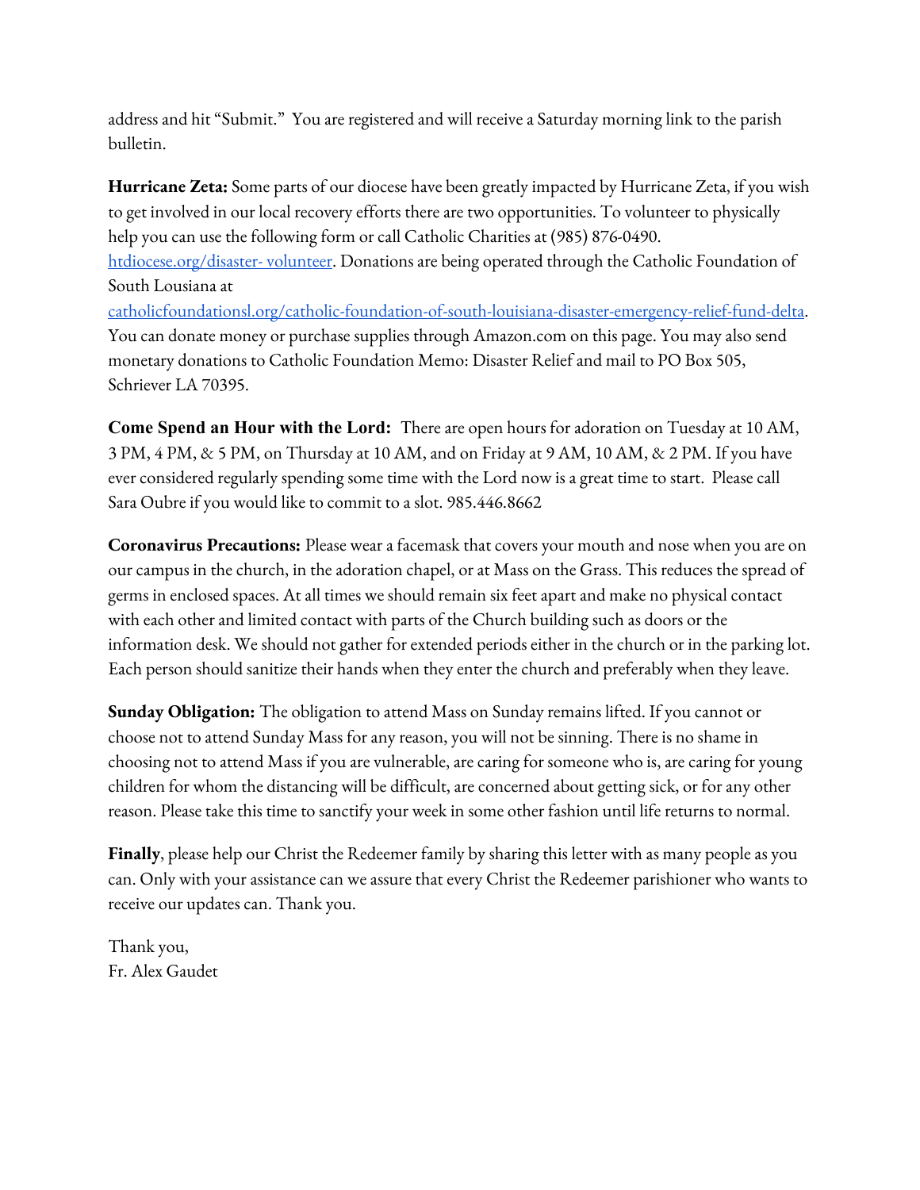address and hit "Submit." You are registered and will receive a Saturday morning link to the parish bulletin.

**Hurricane Zeta:** Some parts of our diocese have been greatly impacted by Hurricane Zeta, if you wish to get involved in our local recovery efforts there are two opportunities. To volunteer to physically help you can use the following form or call Catholic Charities at (985) 876-0490. [htdiocese.org/disaster- volunteer](htdiocese.org/disaster-volunteer). Donations are being operated through the Catholic Foundation of South Lousiana at [catholicfoundationsl.org/catholic-foundation-of-south-louisiana-disaster-emergency-relief-fund-delta](catholicfoundationsl.org/catholic-foundation-of-south-louisiana-disaster-emergency-relief-fund-delta). You can donate money or purchase supplies through Amazon.com on this page. You may also send monetary donations to Catholic Foundation Memo: Disaster Relief and mail to PO Box 505, Schriever LA 70395.

**Come Spend an Hour with the Lord:** There are open hours for adoration on Tuesday at 10 AM, 3 PM, 4 PM, & 5 PM, on Thursday at 10 AM, and on Friday at 9 AM, 10 AM, & 2 PM. If you have ever considered regularly spending some time with the Lord now is a great time to start. Please call Sara Oubre if you would like to commit to a slot. 985.446.8662

**Coronavirus Precautions:** Please wear a facemask that covers your mouth and nose when you are on our campus in the church, in the adoration chapel, or at Mass on the Grass. This reduces the spread of germs in enclosed spaces. At all times we should remain six feet apart and make no physical contact with each other and limited contact with parts of the Church building such as doors or the information desk. We should not gather for extended periods either in the church or in the parking lot. Each person should sanitize their hands when they enter the church and preferably when they leave.

**Sunday Obligation:** The obligation to attend Mass on Sunday remains lifted. If you cannot or choose not to attend Sunday Mass for any reason, you will not be sinning. There is no shame in choosing not to attend Mass if you are vulnerable, are caring for someone who is, are caring for young children for whom the distancing will be difficult, are concerned about getting sick, or for any other reason. Please take this time to sanctify your week in some other fashion until life returns to normal.

**Finally**, please help our Christ the Redeemer family by sharing this letter with as many people as you can. Only with your assistance can we assure that every Christ the Redeemer parishioner who wants to receive our updates can. Thank you.

Thank you,
Fr. Alex Gaudet